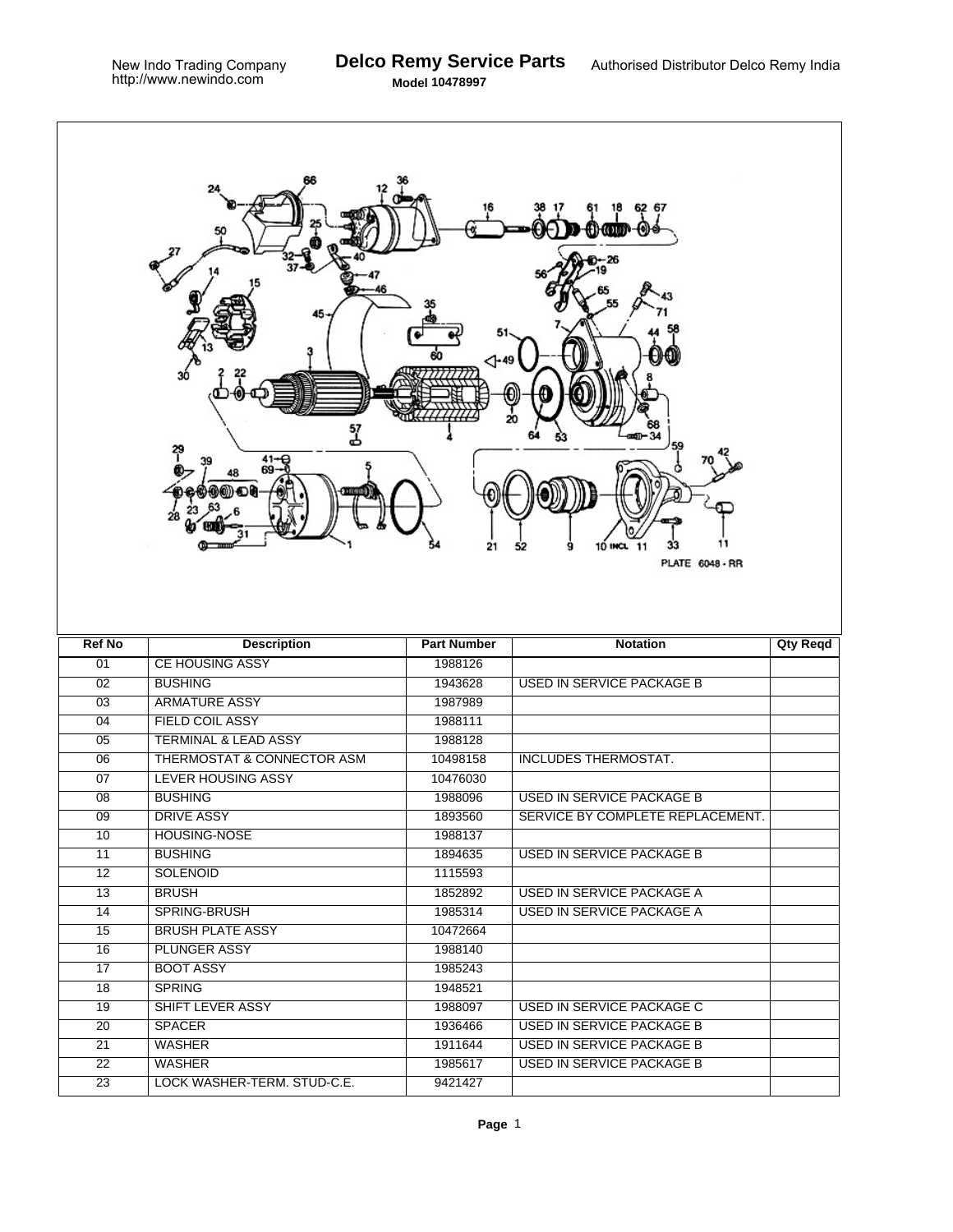New Indo Trading Company
http://www.newindo.com

# Delco Remy Service Parts

**Model 10478997**

Authorised Distributor Delco Remy India

| Ref No | Description | Part Number | Notation | Qty Reqd |
|---|---|---|---|---|
| 01 | CE HOUSING ASSY | 1988126 | | |
| 02 | BUSHING | 1943628 | USED IN SERVICE PACKAGE B | |
| 03 | ARMATURE ASSY | 1987989 | | |
| 04 | FIELD COIL ASSY | 1988111 | | |
| 05 | TERMINAL & LEAD ASSY | 1988128 | | |
| 06 | THERMOSTAT & CONNECTOR ASM | 10498158 | INCLUDES THERMOSTAT. | |
| 07 | LEVER HOUSING ASSY | 10476030 | | |
| 08 | BUSHING | 1988096 | USED IN SERVICE PACKAGE B | |
| 09 | DRIVE ASSY | 1893560 | SERVICE BY COMPLETE REPLACEMENT. | |
| 10 | HOUSING-NOSE | 1988137 | | |
| 11 | BUSHING | 1894635 | USED IN SERVICE PACKAGE B | |
| 12 | SOLENOID | 1115593 | | |
| 13 | BRUSH | 1852892 | USED IN SERVICE PACKAGE A | |
| 14 | SPRING-BRUSH | 1985314 | USED IN SERVICE PACKAGE A | |
| 15 | BRUSH PLATE ASSY | 10472664 | | |
| 16 | PLUNGER ASSY | 1988140 | | |
| 17 | BOOT ASSY | 1985243 | | |
| 18 | SPRING | 1948521 | | |
| 19 | SHIFT LEVER ASSY | 1988097 | USED IN SERVICE PACKAGE C | |
| 20 | SPACER | 1936466 | USED IN SERVICE PACKAGE B | |
| 21 | WASHER | 1911644 | USED IN SERVICE PACKAGE B | |
| 22 | WASHER | 1985617 | USED IN SERVICE PACKAGE B | |
| 23 | LOCK WASHER-TERM. STUD-C.E. | 9421427 | | |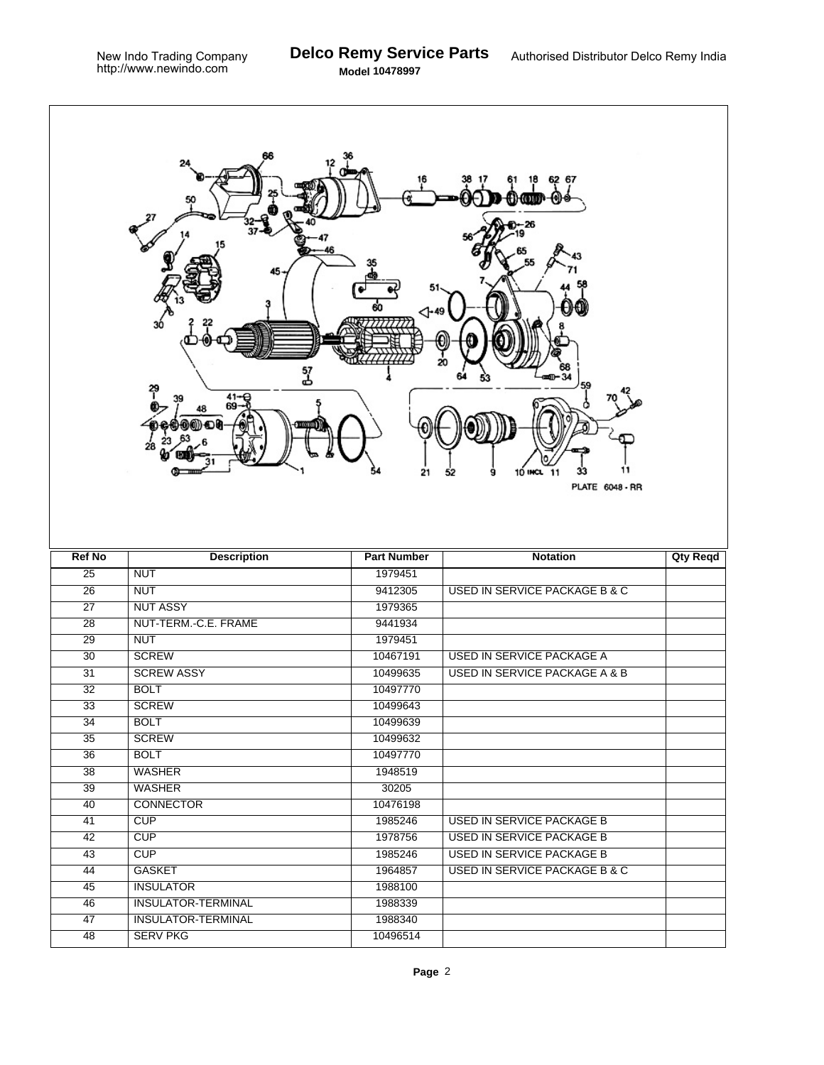New Indo Trading Company
http://www.newindo.com

# Delco Remy Service Parts

**Model 10478997**

Authorised Distributor Delco Remy India

| Ref No | Description | Part Number | Notation | Qty Reqd |
|---|---|---|---|---|
| 25 | NUT | 1979451 | | |
| 26 | NUT | 9412305 | USED IN SERVICE PACKAGE B & C | |
| 27 | NUT ASSY | 1979365 | | |
| 28 | NUT-TERM.-C.E. FRAME | 9441934 | | |
| 29 | NUT | 1979451 | | |
| 30 | SCREW | 10467191 | USED IN SERVICE PACKAGE A | |
| 31 | SCREW ASSY | 10499635 | USED IN SERVICE PACKAGE A & B | |
| 32 | BOLT | 10497770 | | |
| 33 | SCREW | 10499643 | | |
| 34 | BOLT | 10499639 | | |
| 35 | SCREW | 10499632 | | |
| 36 | BOLT | 10497770 | | |
| 38 | WASHER | 1948519 | | |
| 39 | WASHER | 30205 | | |
| 40 | CONNECTOR | 10476198 | | |
| 41 | CUP | 1985246 | USED IN SERVICE PACKAGE B | |
| 42 | CUP | 1978756 | USED IN SERVICE PACKAGE B | |
| 43 | CUP | 1985246 | USED IN SERVICE PACKAGE B | |
| 44 | GASKET | 1964857 | USED IN SERVICE PACKAGE B & C | |
| 45 | INSULATOR | 1988100 | | |
| 46 | INSULATOR-TERMINAL | 1988339 | | |
| 47 | INSULATOR-TERMINAL | 1988340 | | |
| 48 | SERV PKG | 10496514 | | |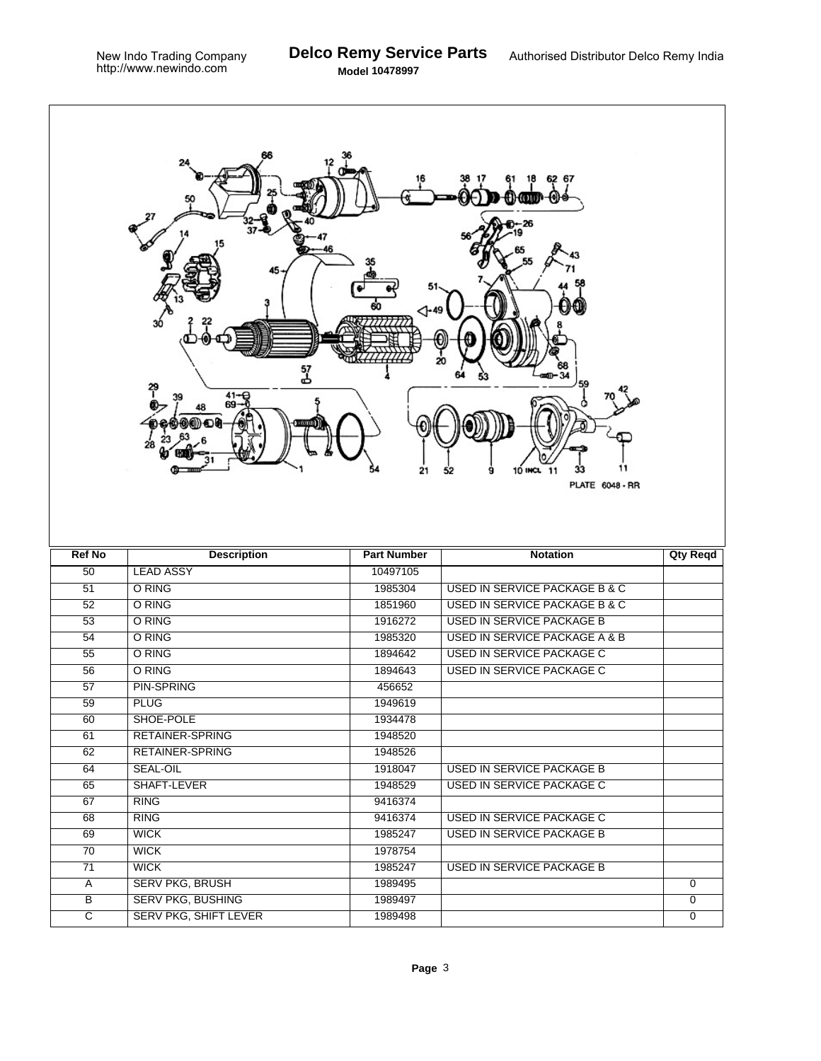| Ref No | Description | Part Number | Notation | Qty Reqd |
|---|---|---|---|---|
| 50 | LEAD ASSY | 10497105 | | |
| 51 | O RING | 1985304 | USED IN SERVICE PACKAGE B & C | |
| 52 | O RING | 1851960 | USED IN SERVICE PACKAGE B & C | |
| 53 | O RING | 1916272 | USED IN SERVICE PACKAGE B | |
| 54 | O RING | 1985320 | USED IN SERVICE PACKAGE A & B | |
| 55 | O RING | 1894642 | USED IN SERVICE PACKAGE C | |
| 56 | O RING | 1894643 | USED IN SERVICE PACKAGE C | |
| 57 | PIN-SPRING | 456652 | | |
| 59 | PLUG | 1949619 | | |
| 60 | SHOE-POLE | 1934478 | | |
| 61 | RETAINER-SPRING | 1948520 | | |
| 62 | RETAINER-SPRING | 1948526 | | |
| 64 | SEAL-OIL | 1918047 | USED IN SERVICE PACKAGE B | |
| 65 | SHAFT-LEVER | 1948529 | USED IN SERVICE PACKAGE C | |
| 67 | RING | 9416374 | | |
| 68 | RING | 9416374 | USED IN SERVICE PACKAGE C | |
| 69 | WICK | 1985247 | USED IN SERVICE PACKAGE B | |
| 70 | WICK | 1978754 | | |
| 71 | WICK | 1985247 | USED IN SERVICE PACKAGE B | |
| A | SERV PKG, BRUSH | 1989495 | | 0 |
| B | SERV PKG, BUSHING | 1989497 | | 0 |
| C | SERV PKG, SHIFT LEVER | 1989498 | | 0 |